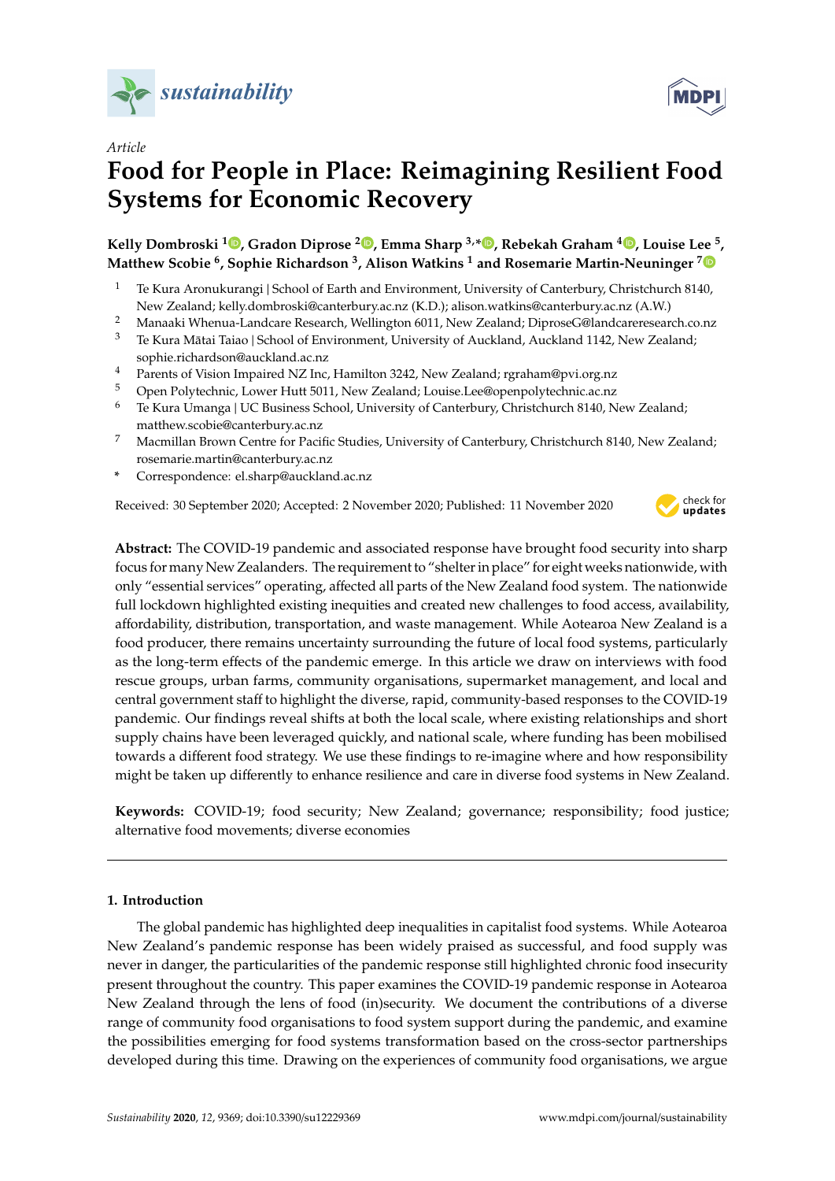*Article*

# Food for People in Place: Reimagining Resilient Food Systems for Economic Recovery

**Kelly Dombroski [1], Gradon Diprose [2], Emma Sharp [3,*], Rebekah Graham [4], Louise Lee [5], Matthew Scobie [6], Sophie Richardson [3], Alison Watkins [1] and Rosemarie Martin-Neuninger [7]**

1. Te Kura Aronukurangi | School of Earth and Environment, University of Canterbury, Christchurch 8140, New Zealand; kelly.dombroski@canterbury.ac.nz (K.D.); alison.watkins@canterbury.ac.nz (A.W.)
2. Manaaki Whenua-Landcare Research, Wellington 6011, New Zealand; DiproseG@landcareresearch.co.nz
3. Te Kura Mātai Taiao | School of Environment, University of Auckland, Auckland 1142, New Zealand; sophie.richardson@auckland.ac.nz
4. Parents of Vision Impaired NZ Inc, Hamilton 3242, New Zealand; rgraham@pvi.org.nz
5. Open Polytechnic, Lower Hutt 5011, New Zealand; Louise.Lee@openpolytechnic.ac.nz
6. Te Kura Umanga | UC Business School, University of Canterbury, Christchurch 8140, New Zealand; matthew.scobie@canterbury.ac.nz
7. Macmillan Brown Centre for Pacific Studies, University of Canterbury, Christchurch 8140, New Zealand; rosemarie.martin@canterbury.ac.nz

\* Correspondence: el.sharp@auckland.ac.nz

Received: 30 September 2020; Accepted: 2 November 2020; Published: 11 November 2020

**Abstract:** The COVID-19 pandemic and associated response have brought food security into sharp focus for many New Zealanders. The requirement to "shelter in place" for eight weeks nationwide, with only "essential services" operating, affected all parts of the New Zealand food system. The nationwide full lockdown highlighted existing inequities and created new challenges to food access, availability, affordability, distribution, transportation, and waste management. While Aotearoa New Zealand is a food producer, there remains uncertainty surrounding the future of local food systems, particularly as the long-term effects of the pandemic emerge. In this article we draw on interviews with food rescue groups, urban farms, community organisations, supermarket management, and local and central government staff to highlight the diverse, rapid, community-based responses to the COVID-19 pandemic. Our findings reveal shifts at both the local scale, where existing relationships and short supply chains have been leveraged quickly, and national scale, where funding has been mobilised towards a different food strategy. We use these findings to re-imagine where and how responsibility might be taken up differently to enhance resilience and care in diverse food systems in New Zealand.

**Keywords:** COVID-19; food security; New Zealand; governance; responsibility; food justice; alternative food movements; diverse economies

## 1. Introduction

The global pandemic has highlighted deep inequalities in capitalist food systems. While Aotearoa New Zealand's pandemic response has been widely praised as successful, and food supply was never in danger, the particularities of the pandemic response still highlighted chronic food insecurity present throughout the country. This paper examines the COVID-19 pandemic response in Aotearoa New Zealand through the lens of food (in)security. We document the contributions of a diverse range of community food organisations to food system support during the pandemic, and examine the possibilities emerging for food systems transformation based on the cross-sector partnerships developed during this time. Drawing on the experiences of community food organisations, we argue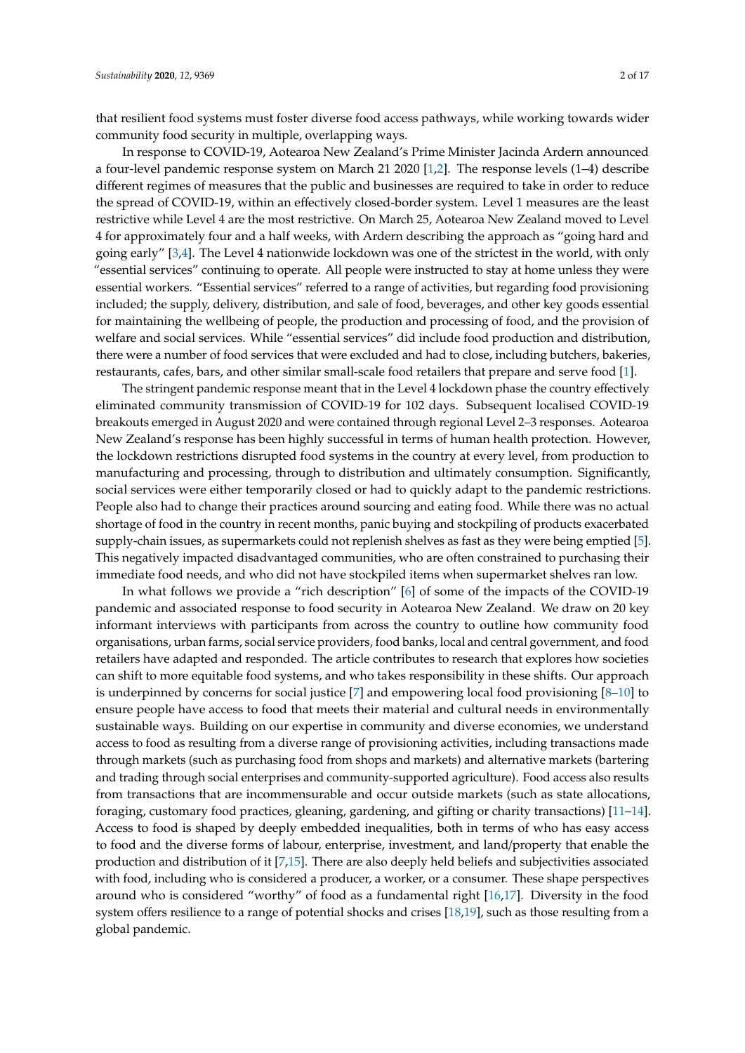that resilient food systems must foster diverse food access pathways, while working towards wider community food security in multiple, overlapping ways.

In response to COVID-19, Aotearoa New Zealand's Prime Minister Jacinda Ardern announced a four-level pandemic response system on March 21 2020 [1,2]. The response levels (1–4) describe different regimes of measures that the public and businesses are required to take in order to reduce the spread of COVID-19, within an effectively closed-border system. Level 1 measures are the least restrictive while Level 4 are the most restrictive. On March 25, Aotearoa New Zealand moved to Level 4 for approximately four and a half weeks, with Ardern describing the approach as "going hard and going early" [3,4]. The Level 4 nationwide lockdown was one of the strictest in the world, with only "essential services" continuing to operate. All people were instructed to stay at home unless they were essential workers. "Essential services" referred to a range of activities, but regarding food provisioning included; the supply, delivery, distribution, and sale of food, beverages, and other key goods essential for maintaining the wellbeing of people, the production and processing of food, and the provision of welfare and social services. While "essential services" did include food production and distribution, there were a number of food services that were excluded and had to close, including butchers, bakeries, restaurants, cafes, bars, and other similar small-scale food retailers that prepare and serve food [1].

The stringent pandemic response meant that in the Level 4 lockdown phase the country effectively eliminated community transmission of COVID-19 for 102 days. Subsequent localised COVID-19 breakouts emerged in August 2020 and were contained through regional Level 2–3 responses. Aotearoa New Zealand's response has been highly successful in terms of human health protection. However, the lockdown restrictions disrupted food systems in the country at every level, from production to manufacturing and processing, through to distribution and ultimately consumption. Significantly, social services were either temporarily closed or had to quickly adapt to the pandemic restrictions. People also had to change their practices around sourcing and eating food. While there was no actual shortage of food in the country in recent months, panic buying and stockpiling of products exacerbated supply-chain issues, as supermarkets could not replenish shelves as fast as they were being emptied [5]. This negatively impacted disadvantaged communities, who are often constrained to purchasing their immediate food needs, and who did not have stockpiled items when supermarket shelves ran low.

In what follows we provide a "rich description" [6] of some of the impacts of the COVID-19 pandemic and associated response to food security in Aotearoa New Zealand. We draw on 20 key informant interviews with participants from across the country to outline how community food organisations, urban farms, social service providers, food banks, local and central government, and food retailers have adapted and responded. The article contributes to research that explores how societies can shift to more equitable food systems, and who takes responsibility in these shifts. Our approach is underpinned by concerns for social justice [7] and empowering local food provisioning [8–10] to ensure people have access to food that meets their material and cultural needs in environmentally sustainable ways. Building on our expertise in community and diverse economies, we understand access to food as resulting from a diverse range of provisioning activities, including transactions made through markets (such as purchasing food from shops and markets) and alternative markets (bartering and trading through social enterprises and community-supported agriculture). Food access also results from transactions that are incommensurable and occur outside markets (such as state allocations, foraging, customary food practices, gleaning, gardening, and gifting or charity transactions) [11–14]. Access to food is shaped by deeply embedded inequalities, both in terms of who has easy access to food and the diverse forms of labour, enterprise, investment, and land/property that enable the production and distribution of it [7,15]. There are also deeply held beliefs and subjectivities associated with food, including who is considered a producer, a worker, or a consumer. These shape perspectives around who is considered "worthy" of food as a fundamental right [16,17]. Diversity in the food system offers resilience to a range of potential shocks and crises [18,19], such as those resulting from a global pandemic.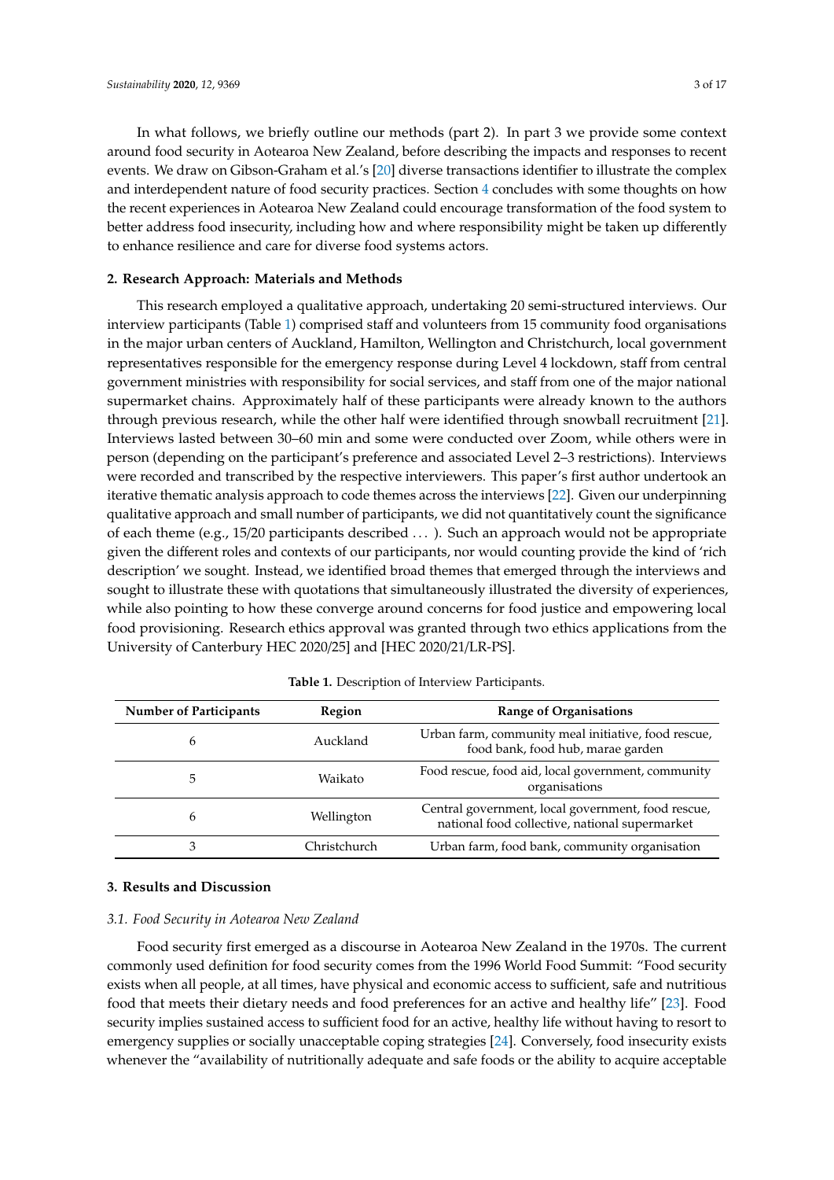In what follows, we briefly outline our methods (part 2). In part 3 we provide some context around food security in Aotearoa New Zealand, before describing the impacts and responses to recent events. We draw on Gibson-Graham et al.'s [20] diverse transactions identifier to illustrate the complex and interdependent nature of food security practices. Section 4 concludes with some thoughts on how the recent experiences in Aotearoa New Zealand could encourage transformation of the food system to better address food insecurity, including how and where responsibility might be taken up differently to enhance resilience and care for diverse food systems actors.

## 2. Research Approach: Materials and Methods

This research employed a qualitative approach, undertaking 20 semi-structured interviews. Our interview participants (Table 1) comprised staff and volunteers from 15 community food organisations in the major urban centers of Auckland, Hamilton, Wellington and Christchurch, local government representatives responsible for the emergency response during Level 4 lockdown, staff from central government ministries with responsibility for social services, and staff from one of the major national supermarket chains. Approximately half of these participants were already known to the authors through previous research, while the other half were identified through snowball recruitment [21]. Interviews lasted between 30–60 min and some were conducted over Zoom, while others were in person (depending on the participant's preference and associated Level 2–3 restrictions). Interviews were recorded and transcribed by the respective interviewers. This paper's first author undertook an iterative thematic analysis approach to code themes across the interviews [22]. Given our underpinning qualitative approach and small number of participants, we did not quantitatively count the significance of each theme (e.g., 15/20 participants described ... ). Such an approach would not be appropriate given the different roles and contexts of our participants, nor would counting provide the kind of 'rich description' we sought. Instead, we identified broad themes that emerged through the interviews and sought to illustrate these with quotations that simultaneously illustrated the diversity of experiences, while also pointing to how these converge around concerns for food justice and empowering local food provisioning. Research ethics approval was granted through two ethics applications from the University of Canterbury HEC 2020/25] and [HEC 2020/21/LR-PS].

**Table 1.** Description of Interview Participants.

| Number of Participants | Region | Range of Organisations |
| --- | --- | --- |
| 6 | Auckland | Urban farm, community meal initiative, food rescue, food bank, food hub, marae garden |
| 5 | Waikato | Food rescue, food aid, local government, community organisations |
| 6 | Wellington | Central government, local government, food rescue, national food collective, national supermarket |
| 3 | Christchurch | Urban farm, food bank, community organisation |

## 3. Results and Discussion

### *3.1. Food Security in Aotearoa New Zealand*

Food security first emerged as a discourse in Aotearoa New Zealand in the 1970s. The current commonly used definition for food security comes from the 1996 World Food Summit: "Food security exists when all people, at all times, have physical and economic access to sufficient, safe and nutritious food that meets their dietary needs and food preferences for an active and healthy life" [23]. Food security implies sustained access to sufficient food for an active, healthy life without having to resort to emergency supplies or socially unacceptable coping strategies [24]. Conversely, food insecurity exists whenever the "availability of nutritionally adequate and safe foods or the ability to acquire acceptable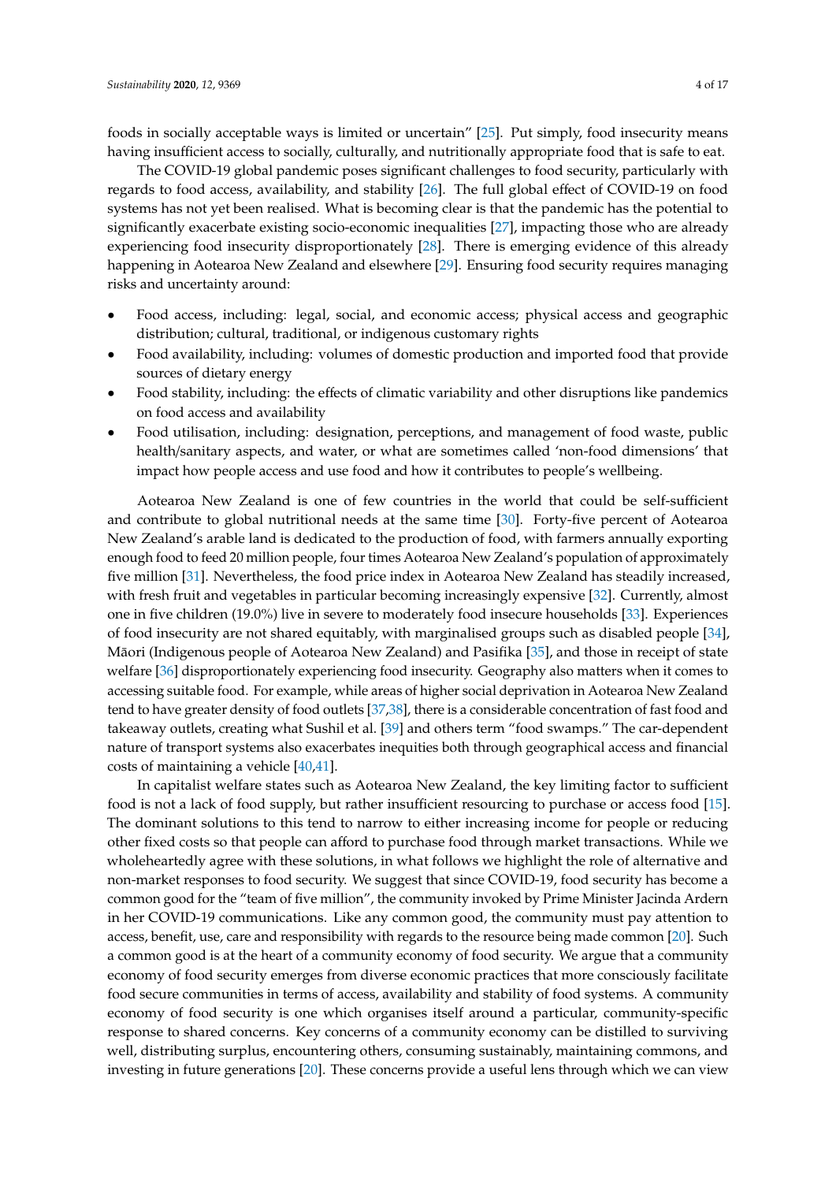foods in socially acceptable ways is limited or uncertain" [25]. Put simply, food insecurity means having insufficient access to socially, culturally, and nutritionally appropriate food that is safe to eat.

The COVID-19 global pandemic poses significant challenges to food security, particularly with regards to food access, availability, and stability [26]. The full global effect of COVID-19 on food systems has not yet been realised. What is becoming clear is that the pandemic has the potential to significantly exacerbate existing socio-economic inequalities [27], impacting those who are already experiencing food insecurity disproportionately [28]. There is emerging evidence of this already happening in Aotearoa New Zealand and elsewhere [29]. Ensuring food security requires managing risks and uncertainty around:

- Food access, including: legal, social, and economic access; physical access and geographic distribution; cultural, traditional, or indigenous customary rights
- Food availability, including: volumes of domestic production and imported food that provide sources of dietary energy
- Food stability, including: the effects of climatic variability and other disruptions like pandemics on food access and availability
- Food utilisation, including: designation, perceptions, and management of food waste, public health/sanitary aspects, and water, or what are sometimes called 'non-food dimensions' that impact how people access and use food and how it contributes to people's wellbeing.

Aotearoa New Zealand is one of few countries in the world that could be self-sufficient and contribute to global nutritional needs at the same time [30]. Forty-five percent of Aotearoa New Zealand's arable land is dedicated to the production of food, with farmers annually exporting enough food to feed 20 million people, four times Aotearoa New Zealand's population of approximately five million [31]. Nevertheless, the food price index in Aotearoa New Zealand has steadily increased, with fresh fruit and vegetables in particular becoming increasingly expensive [32]. Currently, almost one in five children (19.0%) live in severe to moderately food insecure households [33]. Experiences of food insecurity are not shared equitably, with marginalised groups such as disabled people [34], Māori (Indigenous people of Aotearoa New Zealand) and Pasifika [35], and those in receipt of state welfare [36] disproportionately experiencing food insecurity. Geography also matters when it comes to accessing suitable food. For example, while areas of higher social deprivation in Aotearoa New Zealand tend to have greater density of food outlets [37,38], there is a considerable concentration of fast food and takeaway outlets, creating what Sushil et al. [39] and others term "food swamps." The car-dependent nature of transport systems also exacerbates inequities both through geographical access and financial costs of maintaining a vehicle [40,41].

In capitalist welfare states such as Aotearoa New Zealand, the key limiting factor to sufficient food is not a lack of food supply, but rather insufficient resourcing to purchase or access food [15]. The dominant solutions to this tend to narrow to either increasing income for people or reducing other fixed costs so that people can afford to purchase food through market transactions. While we wholeheartedly agree with these solutions, in what follows we highlight the role of alternative and non-market responses to food security. We suggest that since COVID-19, food security has become a common good for the "team of five million", the community invoked by Prime Minister Jacinda Ardern in her COVID-19 communications. Like any common good, the community must pay attention to access, benefit, use, care and responsibility with regards to the resource being made common [20]. Such a common good is at the heart of a community economy of food security. We argue that a community economy of food security emerges from diverse economic practices that more consciously facilitate food secure communities in terms of access, availability and stability of food systems. A community economy of food security is one which organises itself around a particular, community-specific response to shared concerns. Key concerns of a community economy can be distilled to surviving well, distributing surplus, encountering others, consuming sustainably, maintaining commons, and investing in future generations [20]. These concerns provide a useful lens through which we can view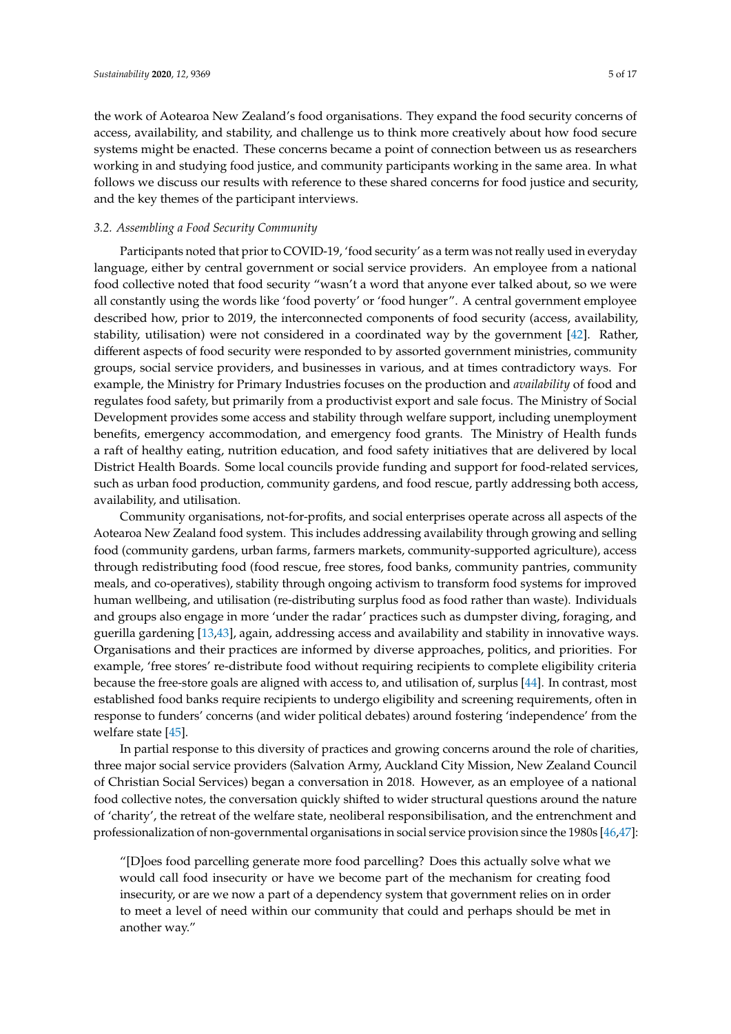the work of Aotearoa New Zealand's food organisations. They expand the food security concerns of access, availability, and stability, and challenge us to think more creatively about how food secure systems might be enacted. These concerns became a point of connection between us as researchers working in and studying food justice, and community participants working in the same area. In what follows we discuss our results with reference to these shared concerns for food justice and security, and the key themes of the participant interviews.

### 3.2. Assembling a Food Security Community

Participants noted that prior to COVID-19, 'food security' as a term was not really used in everyday language, either by central government or social service providers. An employee from a national food collective noted that food security "wasn't a word that anyone ever talked about, so we were all constantly using the words like 'food poverty' or 'food hunger". A central government employee described how, prior to 2019, the interconnected components of food security (access, availability, stability, utilisation) were not considered in a coordinated way by the government [42]. Rather, different aspects of food security were responded to by assorted government ministries, community groups, social service providers, and businesses in various, and at times contradictory ways. For example, the Ministry for Primary Industries focuses on the production and *availability* of food and regulates food safety, but primarily from a productivist export and sale focus. The Ministry of Social Development provides some access and stability through welfare support, including unemployment benefits, emergency accommodation, and emergency food grants. The Ministry of Health funds a raft of healthy eating, nutrition education, and food safety initiatives that are delivered by local District Health Boards. Some local councils provide funding and support for food-related services, such as urban food production, community gardens, and food rescue, partly addressing both access, availability, and utilisation.

Community organisations, not-for-profits, and social enterprises operate across all aspects of the Aotearoa New Zealand food system. This includes addressing availability through growing and selling food (community gardens, urban farms, farmers markets, community-supported agriculture), access through redistributing food (food rescue, free stores, food banks, community pantries, community meals, and co-operatives), stability through ongoing activism to transform food systems for improved human wellbeing, and utilisation (re-distributing surplus food as food rather than waste). Individuals and groups also engage in more 'under the radar' practices such as dumpster diving, foraging, and guerilla gardening [13,43], again, addressing access and availability and stability in innovative ways. Organisations and their practices are informed by diverse approaches, politics, and priorities. For example, 'free stores' re-distribute food without requiring recipients to complete eligibility criteria because the free-store goals are aligned with access to, and utilisation of, surplus [44]. In contrast, most established food banks require recipients to undergo eligibility and screening requirements, often in response to funders' concerns (and wider political debates) around fostering 'independence' from the welfare state [45].

In partial response to this diversity of practices and growing concerns around the role of charities, three major social service providers (Salvation Army, Auckland City Mission, New Zealand Council of Christian Social Services) began a conversation in 2018. However, as an employee of a national food collective notes, the conversation quickly shifted to wider structural questions around the nature of 'charity', the retreat of the welfare state, neoliberal responsibilisation, and the entrenchment and professionalization of non-governmental organisations in social service provision since the 1980s [46,47]:

> "[D]oes food parcelling generate more food parcelling? Does this actually solve what we would call food insecurity or have we become part of the mechanism for creating food insecurity, or are we now a part of a dependency system that government relies on in order to meet a level of need within our community that could and perhaps should be met in another way."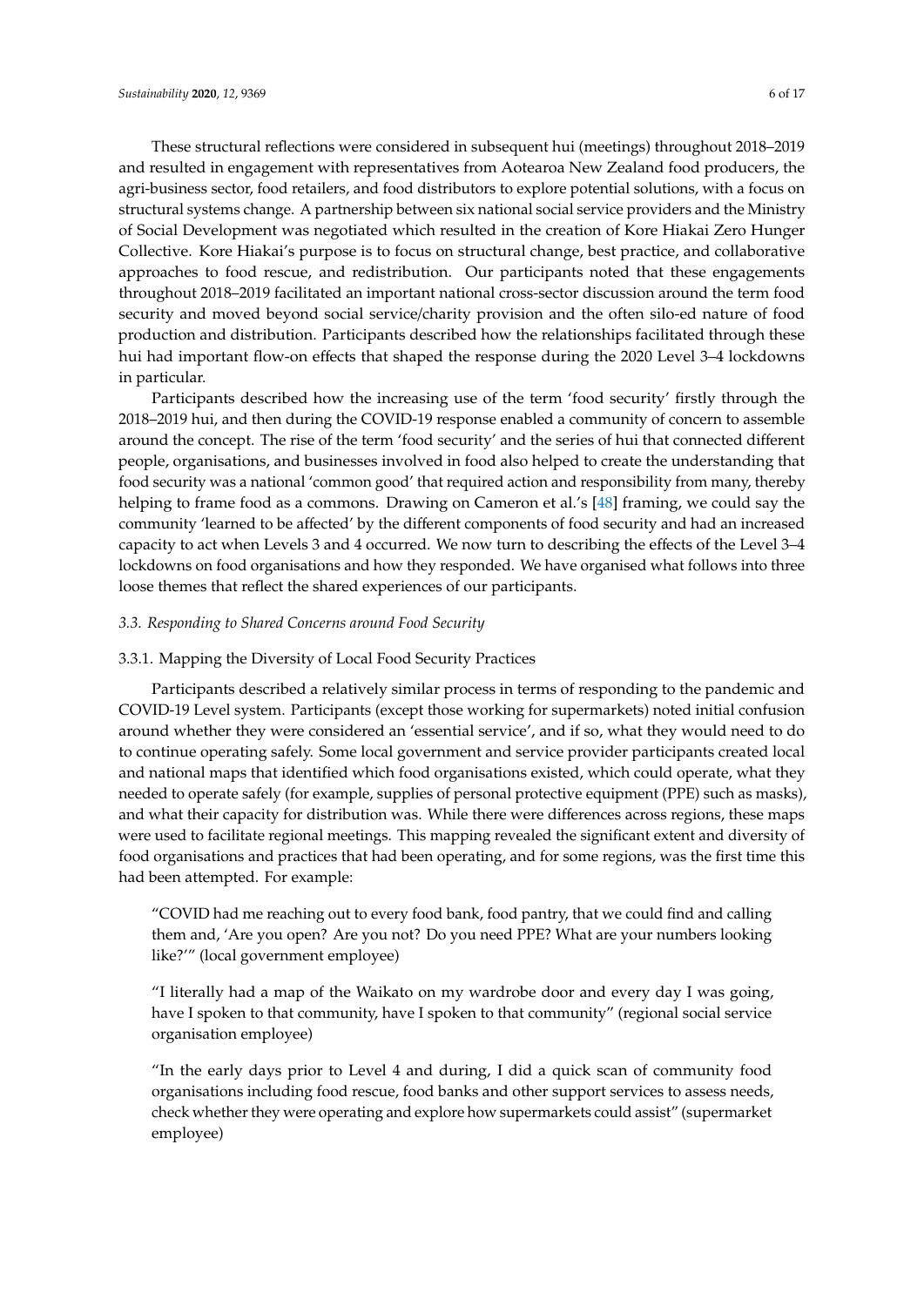These structural reflections were considered in subsequent hui (meetings) throughout 2018–2019 and resulted in engagement with representatives from Aotearoa New Zealand food producers, the agri-business sector, food retailers, and food distributors to explore potential solutions, with a focus on structural systems change. A partnership between six national social service providers and the Ministry of Social Development was negotiated which resulted in the creation of Kore Hiakai Zero Hunger Collective. Kore Hiakai's purpose is to focus on structural change, best practice, and collaborative approaches to food rescue, and redistribution. Our participants noted that these engagements throughout 2018–2019 facilitated an important national cross-sector discussion around the term food security and moved beyond social service/charity provision and the often silo-ed nature of food production and distribution. Participants described how the relationships facilitated through these hui had important flow-on effects that shaped the response during the 2020 Level 3–4 lockdowns in particular.

Participants described how the increasing use of the term 'food security' firstly through the 2018–2019 hui, and then during the COVID-19 response enabled a community of concern to assemble around the concept. The rise of the term 'food security' and the series of hui that connected different people, organisations, and businesses involved in food also helped to create the understanding that food security was a national 'common good' that required action and responsibility from many, thereby helping to frame food as a commons. Drawing on Cameron et al.'s [48] framing, we could say the community 'learned to be affected' by the different components of food security and had an increased capacity to act when Levels 3 and 4 occurred. We now turn to describing the effects of the Level 3–4 lockdowns on food organisations and how they responded. We have organised what follows into three loose themes that reflect the shared experiences of our participants.

### *3.3. Responding to Shared Concerns around Food Security*

#### 3.3.1. Mapping the Diversity of Local Food Security Practices

Participants described a relatively similar process in terms of responding to the pandemic and COVID-19 Level system. Participants (except those working for supermarkets) noted initial confusion around whether they were considered an 'essential service', and if so, what they would need to do to continue operating safely. Some local government and service provider participants created local and national maps that identified which food organisations existed, which could operate, what they needed to operate safely (for example, supplies of personal protective equipment (PPE) such as masks), and what their capacity for distribution was. While there were differences across regions, these maps were used to facilitate regional meetings. This mapping revealed the significant extent and diversity of food organisations and practices that had been operating, and for some regions, was the first time this had been attempted. For example:

> "COVID had me reaching out to every food bank, food pantry, that we could find and calling them and, 'Are you open? Are you not? Do you need PPE? What are your numbers looking like?'" (local government employee)

> "I literally had a map of the Waikato on my wardrobe door and every day I was going, have I spoken to that community, have I spoken to that community" (regional social service organisation employee)

> "In the early days prior to Level 4 and during, I did a quick scan of community food organisations including food rescue, food banks and other support services to assess needs, check whether they were operating and explore how supermarkets could assist" (supermarket employee)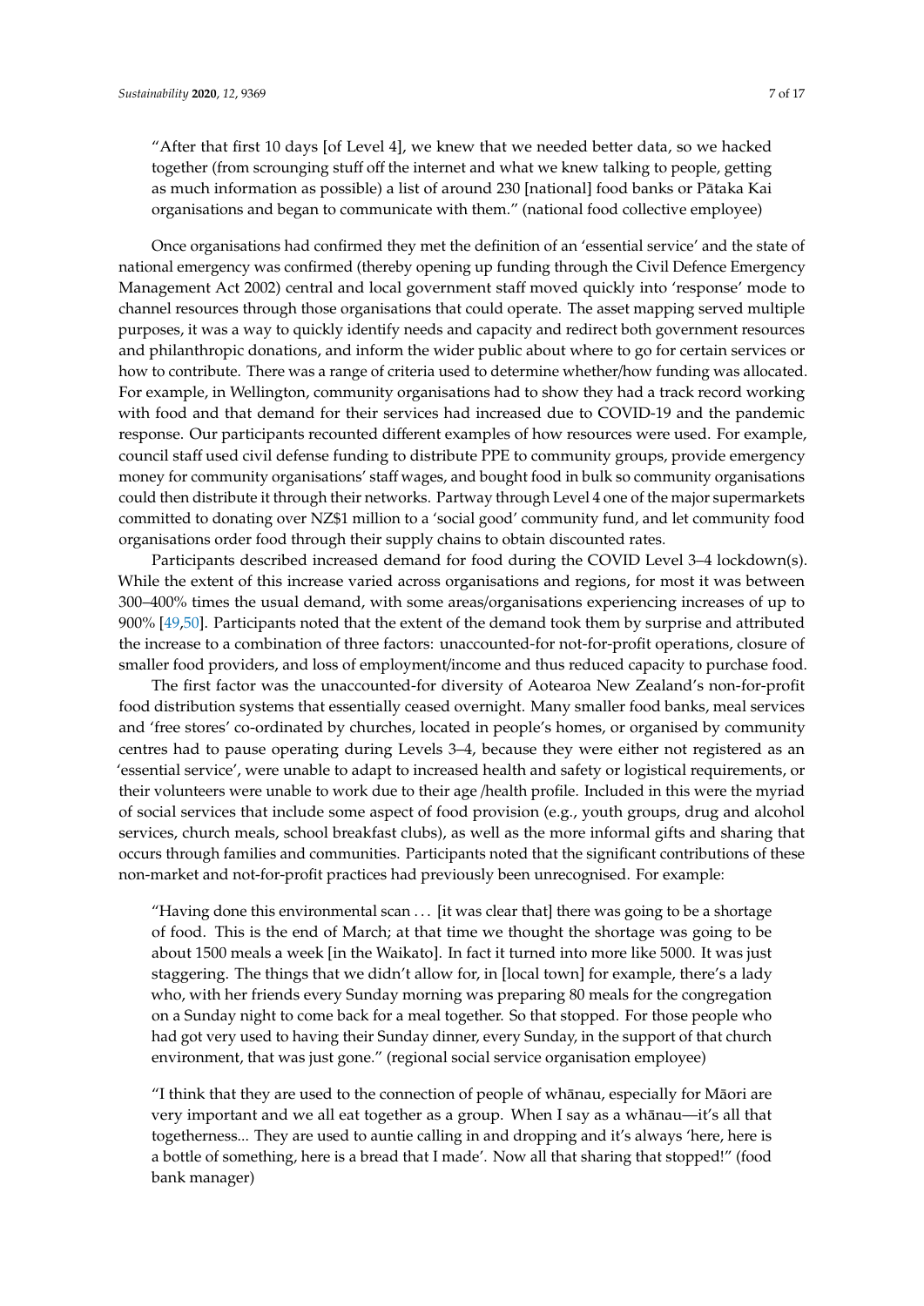> "After that first 10 days [of Level 4], we knew that we needed better data, so we hacked together (from scrounging stuff off the internet and what we knew talking to people, getting as much information as possible) a list of around 230 [national] food banks or Pātaka Kai organisations and began to communicate with them." (national food collective employee)

Once organisations had confirmed they met the definition of an 'essential service' and the state of national emergency was confirmed (thereby opening up funding through the Civil Defence Emergency Management Act 2002) central and local government staff moved quickly into 'response' mode to channel resources through those organisations that could operate. The asset mapping served multiple purposes, it was a way to quickly identify needs and capacity and redirect both government resources and philanthropic donations, and inform the wider public about where to go for certain services or how to contribute. There was a range of criteria used to determine whether/how funding was allocated. For example, in Wellington, community organisations had to show they had a track record working with food and that demand for their services had increased due to COVID-19 and the pandemic response. Our participants recounted different examples of how resources were used. For example, council staff used civil defense funding to distribute PPE to community groups, provide emergency money for community organisations' staff wages, and bought food in bulk so community organisations could then distribute it through their networks. Partway through Level 4 one of the major supermarkets committed to donating over NZ$1 million to a 'social good' community fund, and let community food organisations order food through their supply chains to obtain discounted rates.

Participants described increased demand for food during the COVID Level 3–4 lockdown(s). While the extent of this increase varied across organisations and regions, for most it was between 300–400% times the usual demand, with some areas/organisations experiencing increases of up to 900% [49,50]. Participants noted that the extent of the demand took them by surprise and attributed the increase to a combination of three factors: unaccounted-for not-for-profit operations, closure of smaller food providers, and loss of employment/income and thus reduced capacity to purchase food.

The first factor was the unaccounted-for diversity of Aotearoa New Zealand's non-for-profit food distribution systems that essentially ceased overnight. Many smaller food banks, meal services and 'free stores' co-ordinated by churches, located in people's homes, or organised by community centres had to pause operating during Levels 3–4, because they were either not registered as an 'essential service', were unable to adapt to increased health and safety or logistical requirements, or their volunteers were unable to work due to their age /health profile. Included in this were the myriad of social services that include some aspect of food provision (e.g., youth groups, drug and alcohol services, church meals, school breakfast clubs), as well as the more informal gifts and sharing that occurs through families and communities. Participants noted that the significant contributions of these non-market and not-for-profit practices had previously been unrecognised. For example:

> "Having done this environmental scan . . . [it was clear that] there was going to be a shortage of food. This is the end of March; at that time we thought the shortage was going to be about 1500 meals a week [in the Waikato]. In fact it turned into more like 5000. It was just staggering. The things that we didn't allow for, in [local town] for example, there's a lady who, with her friends every Sunday morning was preparing 80 meals for the congregation on a Sunday night to come back for a meal together. So that stopped. For those people who had got very used to having their Sunday dinner, every Sunday, in the support of that church environment, that was just gone." (regional social service organisation employee)

> "I think that they are used to the connection of people of whānau, especially for Māori are very important and we all eat together as a group. When I say as a whānau—it's all that togetherness... They are used to auntie calling in and dropping and it's always 'here, here is a bottle of something, here is a bread that I made'. Now all that sharing that stopped!" (food bank manager)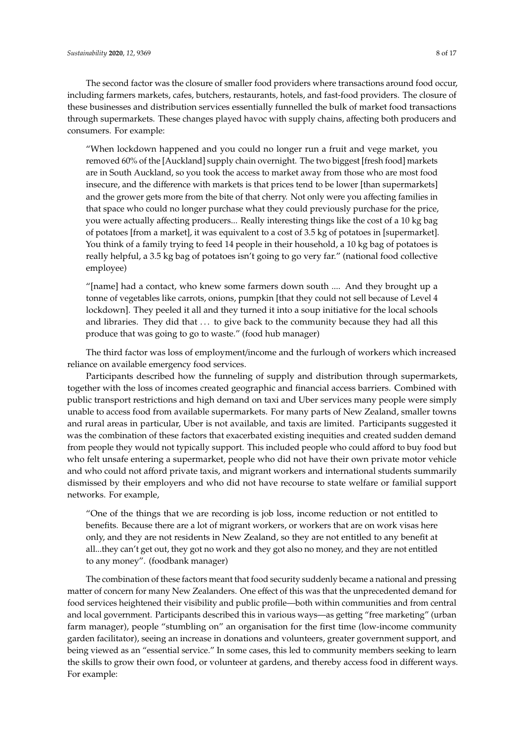The second factor was the closure of smaller food providers where transactions around food occur, including farmers markets, cafes, butchers, restaurants, hotels, and fast-food providers. The closure of these businesses and distribution services essentially funnelled the bulk of market food transactions through supermarkets. These changes played havoc with supply chains, affecting both producers and consumers. For example:

> "When lockdown happened and you could no longer run a fruit and vege market, you removed 60% of the [Auckland] supply chain overnight. The two biggest [fresh food] markets are in South Auckland, so you took the access to market away from those who are most food insecure, and the difference with markets is that prices tend to be lower [than supermarkets] and the grower gets more from the bite of that cherry. Not only were you affecting families in that space who could no longer purchase what they could previously purchase for the price, you were actually affecting producers... Really interesting things like the cost of a 10 kg bag of potatoes [from a market], it was equivalent to a cost of 3.5 kg of potatoes in [supermarket]. You think of a family trying to feed 14 people in their household, a 10 kg bag of potatoes is really helpful, a 3.5 kg bag of potatoes isn't going to go very far." (national food collective employee)

> "[name] had a contact, who knew some farmers down south .... And they brought up a tonne of vegetables like carrots, onions, pumpkin [that they could not sell because of Level 4 lockdown]. They peeled it all and they turned it into a soup initiative for the local schools and libraries. They did that ... to give back to the community because they had all this produce that was going to go to waste." (food hub manager)

The third factor was loss of employment/income and the furlough of workers which increased reliance on available emergency food services.

Participants described how the funneling of supply and distribution through supermarkets, together with the loss of incomes created geographic and financial access barriers. Combined with public transport restrictions and high demand on taxi and Uber services many people were simply unable to access food from available supermarkets. For many parts of New Zealand, smaller towns and rural areas in particular, Uber is not available, and taxis are limited. Participants suggested it was the combination of these factors that exacerbated existing inequities and created sudden demand from people they would not typically support. This included people who could afford to buy food but who felt unsafe entering a supermarket, people who did not have their own private motor vehicle and who could not afford private taxis, and migrant workers and international students summarily dismissed by their employers and who did not have recourse to state welfare or familial support networks. For example,

> "One of the things that we are recording is job loss, income reduction or not entitled to benefits. Because there are a lot of migrant workers, or workers that are on work visas here only, and they are not residents in New Zealand, so they are not entitled to any benefit at all...they can't get out, they got no work and they got also no money, and they are not entitled to any money". (foodbank manager)

The combination of these factors meant that food security suddenly became a national and pressing matter of concern for many New Zealanders. One effect of this was that the unprecedented demand for food services heightened their visibility and public profile—both within communities and from central and local government. Participants described this in various ways—as getting "free marketing" (urban farm manager), people "stumbling on" an organisation for the first time (low-income community garden facilitator), seeing an increase in donations and volunteers, greater government support, and being viewed as an "essential service." In some cases, this led to community members seeking to learn the skills to grow their own food, or volunteer at gardens, and thereby access food in different ways. For example: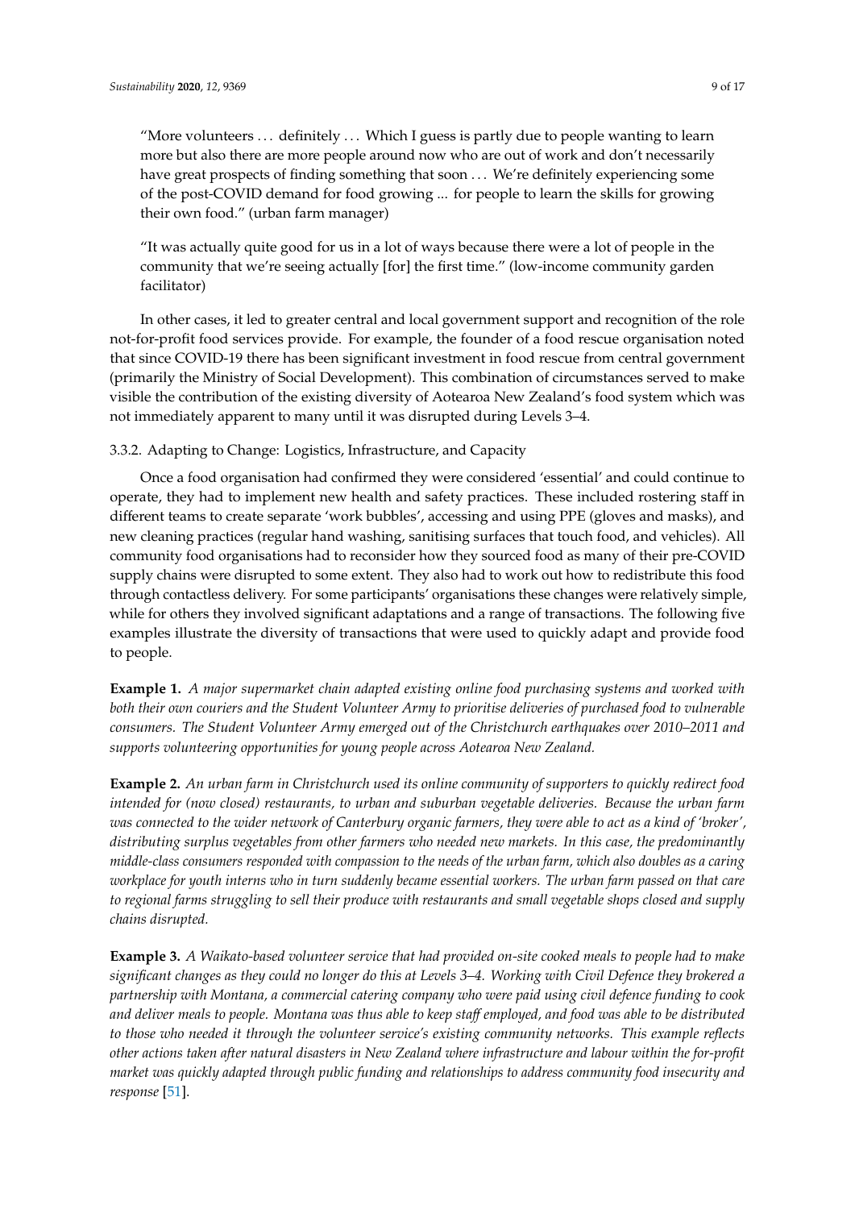"More volunteers … definitely … Which I guess is partly due to people wanting to learn more but also there are more people around now who are out of work and don't necessarily have great prospects of finding something that soon … We're definitely experiencing some of the post-COVID demand for food growing ... for people to learn the skills for growing their own food." (urban farm manager)

"It was actually quite good for us in a lot of ways because there were a lot of people in the community that we're seeing actually [for] the first time." (low-income community garden facilitator)

In other cases, it led to greater central and local government support and recognition of the role not-for-profit food services provide. For example, the founder of a food rescue organisation noted that since COVID-19 there has been significant investment in food rescue from central government (primarily the Ministry of Social Development). This combination of circumstances served to make visible the contribution of the existing diversity of Aotearoa New Zealand's food system which was not immediately apparent to many until it was disrupted during Levels 3–4.

### 3.3.2. Adapting to Change: Logistics, Infrastructure, and Capacity

Once a food organisation had confirmed they were considered 'essential' and could continue to operate, they had to implement new health and safety practices. These included rostering staff in different teams to create separate 'work bubbles', accessing and using PPE (gloves and masks), and new cleaning practices (regular hand washing, sanitising surfaces that touch food, and vehicles). All community food organisations had to reconsider how they sourced food as many of their pre-COVID supply chains were disrupted to some extent. They also had to work out how to redistribute this food through contactless delivery. For some participants' organisations these changes were relatively simple, while for others they involved significant adaptations and a range of transactions. The following five examples illustrate the diversity of transactions that were used to quickly adapt and provide food to people.

**Example 1.** *A major supermarket chain adapted existing online food purchasing systems and worked with both their own couriers and the Student Volunteer Army to prioritise deliveries of purchased food to vulnerable consumers. The Student Volunteer Army emerged out of the Christchurch earthquakes over 2010–2011 and supports volunteering opportunities for young people across Aotearoa New Zealand.*

**Example 2.** *An urban farm in Christchurch used its online community of supporters to quickly redirect food intended for (now closed) restaurants, to urban and suburban vegetable deliveries. Because the urban farm was connected to the wider network of Canterbury organic farmers, they were able to act as a kind of 'broker', distributing surplus vegetables from other farmers who needed new markets. In this case, the predominantly middle-class consumers responded with compassion to the needs of the urban farm, which also doubles as a caring workplace for youth interns who in turn suddenly became essential workers. The urban farm passed on that care to regional farms struggling to sell their produce with restaurants and small vegetable shops closed and supply chains disrupted.*

**Example 3.** *A Waikato-based volunteer service that had provided on-site cooked meals to people had to make significant changes as they could no longer do this at Levels 3–4. Working with Civil Defence they brokered a partnership with Montana, a commercial catering company who were paid using civil defence funding to cook and deliver meals to people. Montana was thus able to keep staff employed, and food was able to be distributed to those who needed it through the volunteer service's existing community networks. This example reflects other actions taken after natural disasters in New Zealand where infrastructure and labour within the for-profit market was quickly adapted through public funding and relationships to address community food insecurity and response* [51].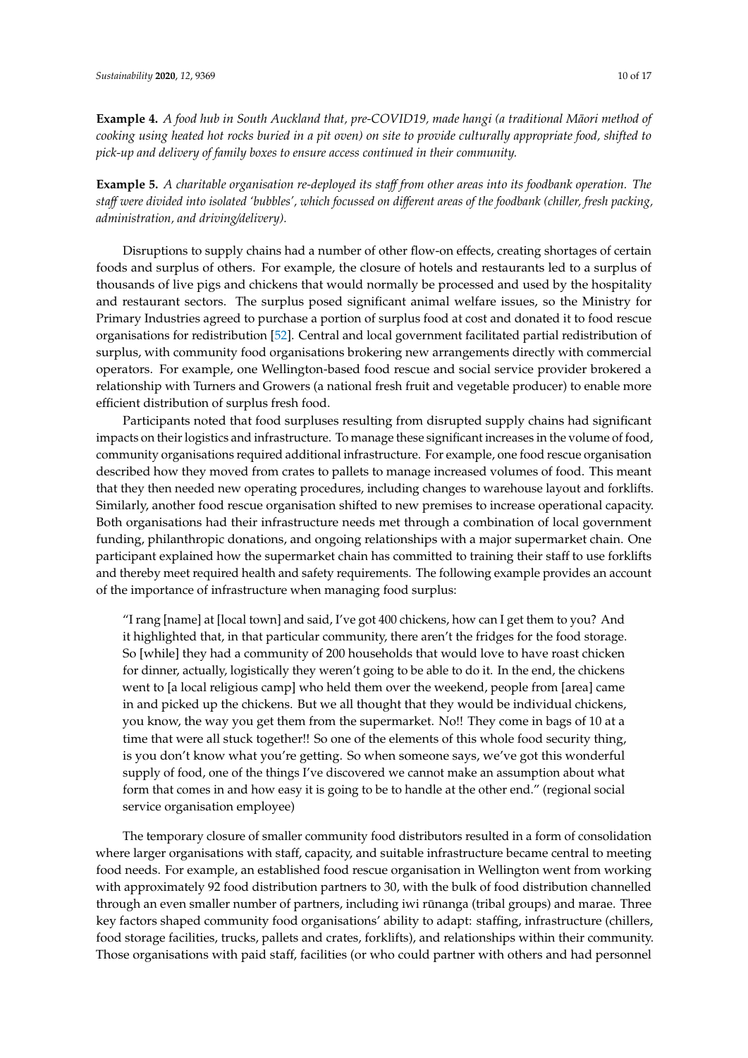**Example 4.** *A food hub in South Auckland that, pre-COVID19, made hangi (a traditional Māori method of cooking using heated hot rocks buried in a pit oven) on site to provide culturally appropriate food, shifted to pick-up and delivery of family boxes to ensure access continued in their community.*

**Example 5.** *A charitable organisation re-deployed its staff from other areas into its foodbank operation. The staff were divided into isolated 'bubbles', which focussed on different areas of the foodbank (chiller, fresh packing, administration, and driving/delivery).*

Disruptions to supply chains had a number of other flow-on effects, creating shortages of certain foods and surplus of others. For example, the closure of hotels and restaurants led to a surplus of thousands of live pigs and chickens that would normally be processed and used by the hospitality and restaurant sectors. The surplus posed significant animal welfare issues, so the Ministry for Primary Industries agreed to purchase a portion of surplus food at cost and donated it to food rescue organisations for redistribution [52]. Central and local government facilitated partial redistribution of surplus, with community food organisations brokering new arrangements directly with commercial operators. For example, one Wellington-based food rescue and social service provider brokered a relationship with Turners and Growers (a national fresh fruit and vegetable producer) to enable more efficient distribution of surplus fresh food.

Participants noted that food surpluses resulting from disrupted supply chains had significant impacts on their logistics and infrastructure. To manage these significant increases in the volume of food, community organisations required additional infrastructure. For example, one food rescue organisation described how they moved from crates to pallets to manage increased volumes of food. This meant that they then needed new operating procedures, including changes to warehouse layout and forklifts. Similarly, another food rescue organisation shifted to new premises to increase operational capacity. Both organisations had their infrastructure needs met through a combination of local government funding, philanthropic donations, and ongoing relationships with a major supermarket chain. One participant explained how the supermarket chain has committed to training their staff to use forklifts and thereby meet required health and safety requirements. The following example provides an account of the importance of infrastructure when managing food surplus:

> "I rang [name] at [local town] and said, I've got 400 chickens, how can I get them to you? And it highlighted that, in that particular community, there aren't the fridges for the food storage. So [while] they had a community of 200 households that would love to have roast chicken for dinner, actually, logistically they weren't going to be able to do it. In the end, the chickens went to [a local religious camp] who held them over the weekend, people from [area] came in and picked up the chickens. But we all thought that they would be individual chickens, you know, the way you get them from the supermarket. No!! They come in bags of 10 at a time that were all stuck together!! So one of the elements of this whole food security thing, is you don't know what you're getting. So when someone says, we've got this wonderful supply of food, one of the things I've discovered we cannot make an assumption about what form that comes in and how easy it is going to be to handle at the other end." (regional social service organisation employee)

The temporary closure of smaller community food distributors resulted in a form of consolidation where larger organisations with staff, capacity, and suitable infrastructure became central to meeting food needs. For example, an established food rescue organisation in Wellington went from working with approximately 92 food distribution partners to 30, with the bulk of food distribution channelled through an even smaller number of partners, including iwi rūnanga (tribal groups) and marae. Three key factors shaped community food organisations' ability to adapt: staffing, infrastructure (chillers, food storage facilities, trucks, pallets and crates, forklifts), and relationships within their community. Those organisations with paid staff, facilities (or who could partner with others and had personnel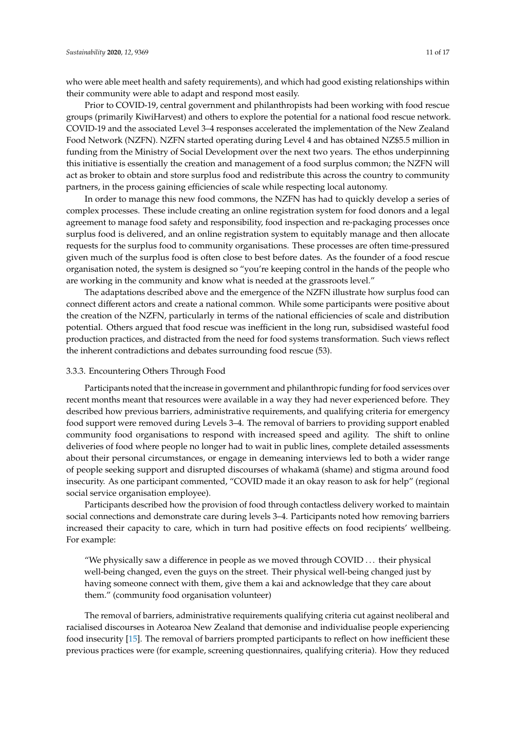who were able meet health and safety requirements), and which had good existing relationships within their community were able to adapt and respond most easily.

Prior to COVID-19, central government and philanthropists had been working with food rescue groups (primarily KiwiHarvest) and others to explore the potential for a national food rescue network. COVID-19 and the associated Level 3–4 responses accelerated the implementation of the New Zealand Food Network (NZFN). NZFN started operating during Level 4 and has obtained NZ$5.5 million in funding from the Ministry of Social Development over the next two years. The ethos underpinning this initiative is essentially the creation and management of a food surplus common; the NZFN will act as broker to obtain and store surplus food and redistribute this across the country to community partners, in the process gaining efficiencies of scale while respecting local autonomy.

In order to manage this new food commons, the NZFN has had to quickly develop a series of complex processes. These include creating an online registration system for food donors and a legal agreement to manage food safety and responsibility, food inspection and re-packaging processes once surplus food is delivered, and an online registration system to equitably manage and then allocate requests for the surplus food to community organisations. These processes are often time-pressured given much of the surplus food is often close to best before dates. As the founder of a food rescue organisation noted, the system is designed so "you're keeping control in the hands of the people who are working in the community and know what is needed at the grassroots level."

The adaptations described above and the emergence of the NZFN illustrate how surplus food can connect different actors and create a national common. While some participants were positive about the creation of the NZFN, particularly in terms of the national efficiencies of scale and distribution potential. Others argued that food rescue was inefficient in the long run, subsidised wasteful food production practices, and distracted from the need for food systems transformation. Such views reflect the inherent contradictions and debates surrounding food rescue (53).

#### 3.3.3. Encountering Others Through Food

Participants noted that the increase in government and philanthropic funding for food services over recent months meant that resources were available in a way they had never experienced before. They described how previous barriers, administrative requirements, and qualifying criteria for emergency food support were removed during Levels 3–4. The removal of barriers to providing support enabled community food organisations to respond with increased speed and agility. The shift to online deliveries of food where people no longer had to wait in public lines, complete detailed assessments about their personal circumstances, or engage in demeaning interviews led to both a wider range of people seeking support and disrupted discourses of whakamā (shame) and stigma around food insecurity. As one participant commented, "COVID made it an okay reason to ask for help" (regional social service organisation employee).

Participants described how the provision of food through contactless delivery worked to maintain social connections and demonstrate care during levels 3–4. Participants noted how removing barriers increased their capacity to care, which in turn had positive effects on food recipients' wellbeing. For example:

> "We physically saw a difference in people as we moved through COVID ... their physical well-being changed, even the guys on the street. Their physical well-being changed just by having someone connect with them, give them a kai and acknowledge that they care about them." (community food organisation volunteer)

The removal of barriers, administrative requirements qualifying criteria cut against neoliberal and racialised discourses in Aotearoa New Zealand that demonise and individualise people experiencing food insecurity [15]. The removal of barriers prompted participants to reflect on how inefficient these previous practices were (for example, screening questionnaires, qualifying criteria). How they reduced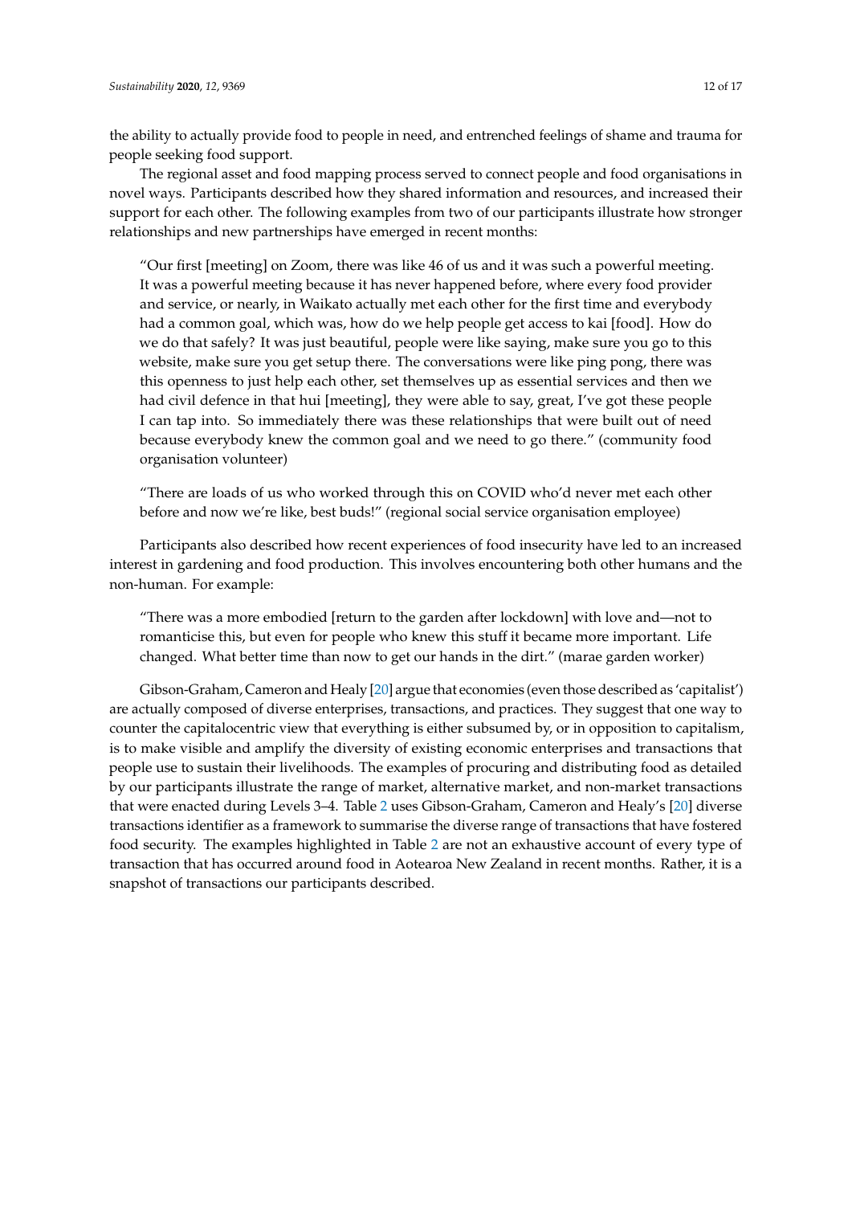the ability to actually provide food to people in need, and entrenched feelings of shame and trauma for people seeking food support.

The regional asset and food mapping process served to connect people and food organisations in novel ways. Participants described how they shared information and resources, and increased their support for each other. The following examples from two of our participants illustrate how stronger relationships and new partnerships have emerged in recent months:

> "Our first [meeting] on Zoom, there was like 46 of us and it was such a powerful meeting. It was a powerful meeting because it has never happened before, where every food provider and service, or nearly, in Waikato actually met each other for the first time and everybody had a common goal, which was, how do we help people get access to kai [food]. How do we do that safely? It was just beautiful, people were like saying, make sure you go to this website, make sure you get setup there. The conversations were like ping pong, there was this openness to just help each other, set themselves up as essential services and then we had civil defence in that hui [meeting], they were able to say, great, I've got these people I can tap into. So immediately there was these relationships that were built out of need because everybody knew the common goal and we need to go there." (community food organisation volunteer)

> "There are loads of us who worked through this on COVID who'd never met each other before and now we're like, best buds!" (regional social service organisation employee)

Participants also described how recent experiences of food insecurity have led to an increased interest in gardening and food production. This involves encountering both other humans and the non-human. For example:

> "There was a more embodied [return to the garden after lockdown] with love and—not to romanticise this, but even for people who knew this stuff it became more important. Life changed. What better time than now to get our hands in the dirt." (marae garden worker)

Gibson-Graham, Cameron and Healy [20] argue that economies (even those described as 'capitalist') are actually composed of diverse enterprises, transactions, and practices. They suggest that one way to counter the capitalocentric view that everything is either subsumed by, or in opposition to capitalism, is to make visible and amplify the diversity of existing economic enterprises and transactions that people use to sustain their livelihoods. The examples of procuring and distributing food as detailed by our participants illustrate the range of market, alternative market, and non-market transactions that were enacted during Levels 3–4. Table 2 uses Gibson-Graham, Cameron and Healy's [20] diverse transactions identifier as a framework to summarise the diverse range of transactions that have fostered food security. The examples highlighted in Table 2 are not an exhaustive account of every type of transaction that has occurred around food in Aotearoa New Zealand in recent months. Rather, it is a snapshot of transactions our participants described.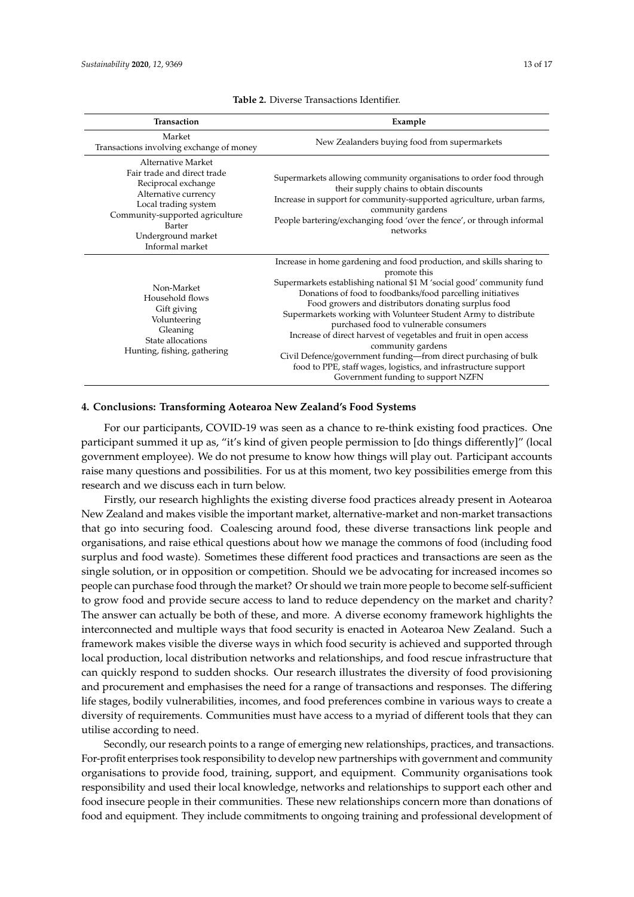**Table 2.** Diverse Transactions Identifier.

| Transaction | Example |
|---|---|
| Market<br>Transactions involving exchange of money | New Zealanders buying food from supermarkets |
| Alternative Market<br>Fair trade and direct trade<br>Reciprocal exchange<br>Alternative currency<br>Local trading system<br>Community-supported agriculture<br>Barter<br>Underground market<br>Informal market | Supermarkets allowing community organisations to order food through their supply chains to obtain discounts<br>Increase in support for community-supported agriculture, urban farms, community gardens<br>People bartering/exchanging food 'over the fence', or through informal networks |
| Non-Market<br>Household flows<br>Gift giving<br>Volunteering<br>Gleaning<br>State allocations<br>Hunting, fishing, gathering | Increase in home gardening and food production, and skills sharing to promote this<br>Supermarkets establishing national $1 M 'social good' community fund<br>Donations of food to foodbanks/food parcelling initiatives<br>Food growers and distributors donating surplus food<br>Supermarkets working with Volunteer Student Army to distribute purchased food to vulnerable consumers<br>Increase of direct harvest of vegetables and fruit in open access community gardens<br>Civil Defence/government funding—from direct purchasing of bulk food to PPE, staff wages, logistics, and infrastructure support<br>Government funding to support NZFN |

## 4. Conclusions: Transforming Aotearoa New Zealand's Food Systems

For our participants, COVID-19 was seen as a chance to re-think existing food practices. One participant summed it up as, "it's kind of given people permission to [do things differently]" (local government employee). We do not presume to know how things will play out. Participant accounts raise many questions and possibilities. For us at this moment, two key possibilities emerge from this research and we discuss each in turn below.

Firstly, our research highlights the existing diverse food practices already present in Aotearoa New Zealand and makes visible the important market, alternative-market and non-market transactions that go into securing food. Coalescing around food, these diverse transactions link people and organisations, and raise ethical questions about how we manage the commons of food (including food surplus and food waste). Sometimes these different food practices and transactions are seen as the single solution, or in opposition or competition. Should we be advocating for increased incomes so people can purchase food through the market? Or should we train more people to become self-sufficient to grow food and provide secure access to land to reduce dependency on the market and charity? The answer can actually be both of these, and more. A diverse economy framework highlights the interconnected and multiple ways that food security is enacted in Aotearoa New Zealand. Such a framework makes visible the diverse ways in which food security is achieved and supported through local production, local distribution networks and relationships, and food rescue infrastructure that can quickly respond to sudden shocks. Our research illustrates the diversity of food provisioning and procurement and emphasises the need for a range of transactions and responses. The differing life stages, bodily vulnerabilities, incomes, and food preferences combine in various ways to create a diversity of requirements. Communities must have access to a myriad of different tools that they can utilise according to need.

Secondly, our research points to a range of emerging new relationships, practices, and transactions. For-profit enterprises took responsibility to develop new partnerships with government and community organisations to provide food, training, support, and equipment. Community organisations took responsibility and used their local knowledge, networks and relationships to support each other and food insecure people in their communities. These new relationships concern more than donations of food and equipment. They include commitments to ongoing training and professional development of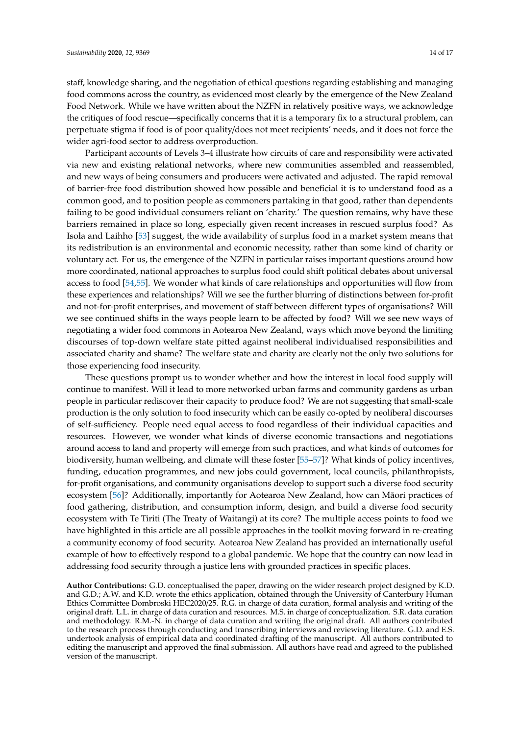staff, knowledge sharing, and the negotiation of ethical questions regarding establishing and managing food commons across the country, as evidenced most clearly by the emergence of the New Zealand Food Network. While we have written about the NZFN in relatively positive ways, we acknowledge the critiques of food rescue—specifically concerns that it is a temporary fix to a structural problem, can perpetuate stigma if food is of poor quality/does not meet recipients' needs, and it does not force the wider agri-food sector to address overproduction.

Participant accounts of Levels 3–4 illustrate how circuits of care and responsibility were activated via new and existing relational networks, where new communities assembled and reassembled, and new ways of being consumers and producers were activated and adjusted. The rapid removal of barrier-free food distribution showed how possible and beneficial it is to understand food as a common good, and to position people as commoners partaking in that good, rather than dependents failing to be good individual consumers reliant on 'charity.' The question remains, why have these barriers remained in place so long, especially given recent increases in rescued surplus food? As Isola and Laihho [53] suggest, the wide availability of surplus food in a market system means that its redistribution is an environmental and economic necessity, rather than some kind of charity or voluntary act. For us, the emergence of the NZFN in particular raises important questions around how more coordinated, national approaches to surplus food could shift political debates about universal access to food [54,55]. We wonder what kinds of care relationships and opportunities will flow from these experiences and relationships? Will we see the further blurring of distinctions between for-profit and not-for-profit enterprises, and movement of staff between different types of organisations? Will we see continued shifts in the ways people learn to be affected by food? Will we see new ways of negotiating a wider food commons in Aotearoa New Zealand, ways which move beyond the limiting discourses of top-down welfare state pitted against neoliberal individualised responsibilities and associated charity and shame? The welfare state and charity are clearly not the only two solutions for those experiencing food insecurity.

These questions prompt us to wonder whether and how the interest in local food supply will continue to manifest. Will it lead to more networked urban farms and community gardens as urban people in particular rediscover their capacity to produce food? We are not suggesting that small-scale production is the only solution to food insecurity which can be easily co-opted by neoliberal discourses of self-sufficiency. People need equal access to food regardless of their individual capacities and resources. However, we wonder what kinds of diverse economic transactions and negotiations around access to land and property will emerge from such practices, and what kinds of outcomes for biodiversity, human wellbeing, and climate will these foster [55–57]? What kinds of policy incentives, funding, education programmes, and new jobs could government, local councils, philanthropists, for-profit organisations, and community organisations develop to support such a diverse food security ecosystem [56]? Additionally, importantly for Aotearoa New Zealand, how can Māori practices of food gathering, distribution, and consumption inform, design, and build a diverse food security ecosystem with Te Tiriti (The Treaty of Waitangi) at its core? The multiple access points to food we have highlighted in this article are all possible approaches in the toolkit moving forward in re-creating a community economy of food security. Aotearoa New Zealand has provided an internationally useful example of how to effectively respond to a global pandemic. We hope that the country can now lead in addressing food security through a justice lens with grounded practices in specific places.

**Author Contributions:** G.D. conceptualised the paper, drawing on the wider research project designed by K.D. and G.D.; A.W. and K.D. wrote the ethics application, obtained through the University of Canterbury Human Ethics Committee Dombroski HEC2020/25. R.G. in charge of data curation, formal analysis and writing of the original draft. L.L. in charge of data curation and resources. M.S. in charge of conceptualization. S.R. data curation and methodology. R.M.-N. in charge of data curation and writing the original draft. All authors contributed to the research process through conducting and transcribing interviews and reviewing literature. G.D. and E.S. undertook analysis of empirical data and coordinated drafting of the manuscript. All authors contributed to editing the manuscript and approved the final submission. All authors have read and agreed to the published version of the manuscript.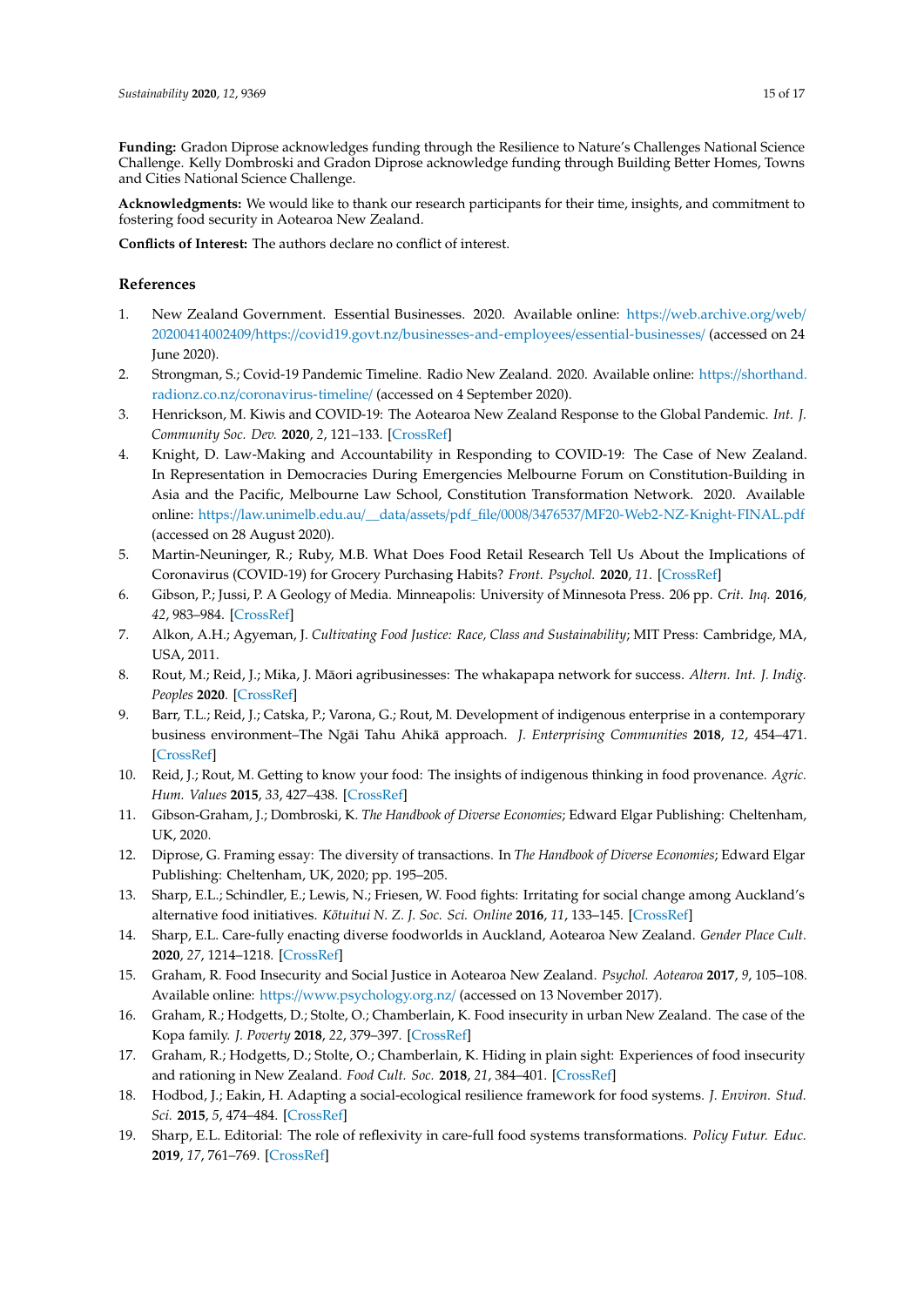**Funding:** Gradon Diprose acknowledges funding through the Resilience to Nature's Challenges National Science Challenge. Kelly Dombroski and Gradon Diprose acknowledge funding through Building Better Homes, Towns and Cities National Science Challenge.

**Acknowledgments:** We would like to thank our research participants for their time, insights, and commitment to fostering food security in Aotearoa New Zealand.

**Conflicts of Interest:** The authors declare no conflict of interest.

## References

1. New Zealand Government. Essential Businesses. 2020. Available online: https://web.archive.org/web/20200414002409/https://covid19.govt.nz/businesses-and-employees/essential-businesses/ (accessed on 24 June 2020).
2. Strongman, S.; Covid-19 Pandemic Timeline. Radio New Zealand. 2020. Available online: https://shorthand.radionz.co.nz/coronavirus-timeline/ (accessed on 4 September 2020).
3. Henrickson, M. Kiwis and COVID-19: The Aotearoa New Zealand Response to the Global Pandemic. *Int. J. Community Soc. Dev.* **2020**, *2*, 121–133. [CrossRef]
4. Knight, D. Law-Making and Accountability in Responding to COVID-19: The Case of New Zealand. In Representation in Democracies During Emergencies Melbourne Forum on Constitution-Building in Asia and the Pacific, Melbourne Law School, Constitution Transformation Network. 2020. Available online: https://law.unimelb.edu.au/__data/assets/pdf_file/0008/3476537/MF20-Web2-NZ-Knight-FINAL.pdf (accessed on 28 August 2020).
5. Martin-Neuninger, R.; Ruby, M.B. What Does Food Retail Research Tell Us About the Implications of Coronavirus (COVID-19) for Grocery Purchasing Habits? *Front. Psychol.* **2020**, *11*. [CrossRef]
6. Gibson, P.; Jussi, P. A Geology of Media. Minneapolis: University of Minnesota Press. 206 pp. *Crit. Inq.* **2016**, *42*, 983–984. [CrossRef]
7. Alkon, A.H.; Agyeman, J. *Cultivating Food Justice: Race, Class and Sustainability*; MIT Press: Cambridge, MA, USA, 2011.
8. Rout, M.; Reid, J.; Mika, J. Māori agribusinesses: The whakapapa network for success. *Altern. Int. J. Indig. Peoples* **2020**. [CrossRef]
9. Barr, T.L.; Reid, J.; Catska, P.; Varona, G.; Rout, M. Development of indigenous enterprise in a contemporary business environment–The Ngāi Tahu Ahikā approach. *J. Enterprising Communities* **2018**, *12*, 454–471. [CrossRef]
10. Reid, J.; Rout, M. Getting to know your food: The insights of indigenous thinking in food provenance. *Agric. Hum. Values* **2015**, *33*, 427–438. [CrossRef]
11. Gibson-Graham, J.; Dombroski, K. *The Handbook of Diverse Economies*; Edward Elgar Publishing: Cheltenham, UK, 2020.
12. Diprose, G. Framing essay: The diversity of transactions. In *The Handbook of Diverse Economies*; Edward Elgar Publishing: Cheltenham, UK, 2020; pp. 195–205.
13. Sharp, E.L.; Schindler, E.; Lewis, N.; Friesen, W. Food fights: Irritating for social change among Auckland's alternative food initiatives. *Kōtuitui N. Z. J. Soc. Sci. Online* **2016**, *11*, 133–145. [CrossRef]
14. Sharp, E.L. Care-fully enacting diverse foodworlds in Auckland, Aotearoa New Zealand. *Gender Place Cult.* **2020**, *27*, 1214–1218. [CrossRef]
15. Graham, R. Food Insecurity and Social Justice in Aotearoa New Zealand. *Psychol. Aotearoa* **2017**, *9*, 105–108. Available online: https://www.psychology.org.nz/ (accessed on 13 November 2017).
16. Graham, R.; Hodgetts, D.; Stolte, O.; Chamberlain, K. Food insecurity in urban New Zealand. The case of the Kopa family. *J. Poverty* **2018**, *22*, 379–397. [CrossRef]
17. Graham, R.; Hodgetts, D.; Stolte, O.; Chamberlain, K. Hiding in plain sight: Experiences of food insecurity and rationing in New Zealand. *Food Cult. Soc.* **2018**, *21*, 384–401. [CrossRef]
18. Hodbod, J.; Eakin, H. Adapting a social-ecological resilience framework for food systems. *J. Environ. Stud. Sci.* **2015**, *5*, 474–484. [CrossRef]
19. Sharp, E.L. Editorial: The role of reflexivity in care-full food systems transformations. *Policy Futur. Educ.* **2019**, *17*, 761–769. [CrossRef]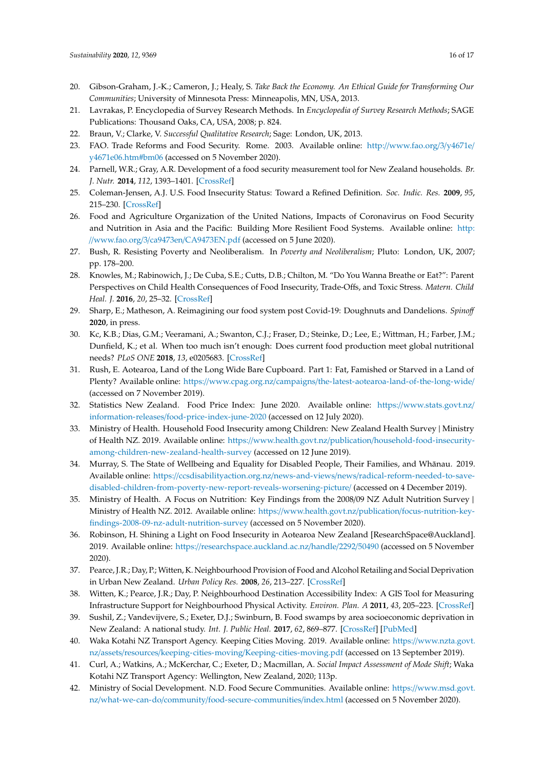20. Gibson-Graham, J.-K.; Cameron, J.; Healy, S. *Take Back the Economy. An Ethical Guide for Transforming Our Communities*; University of Minnesota Press: Minneapolis, MN, USA, 2013.
21. Lavrakas, P. Encyclopedia of Survey Research Methods. In *Encyclopedia of Survey Research Methods*; SAGE Publications: Thousand Oaks, CA, USA, 2008; p. 824.
22. Braun, V.; Clarke, V. *Successful Qualitative Research*; Sage: London, UK, 2013.
23. FAO. Trade Reforms and Food Security. Rome. 2003. Available online: http://www.fao.org/3/y4671e/y4671e06.htm#bm06 (accessed on 5 November 2020).
24. Parnell, W.R.; Gray, A.R. Development of a food security measurement tool for New Zealand households. *Br. J. Nutr.* **2014**, *112*, 1393–1401. [CrossRef]
25. Coleman-Jensen, A.J. U.S. Food Insecurity Status: Toward a Refined Definition. *Soc. Indic. Res.* **2009**, *95*, 215–230. [CrossRef]
26. Food and Agriculture Organization of the United Nations, Impacts of Coronavirus on Food Security and Nutrition in Asia and the Pacific: Building More Resilient Food Systems. Available online: http://www.fao.org/3/ca9473en/CA9473EN.pdf (accessed on 5 June 2020).
27. Bush, R. Resisting Poverty and Neoliberalism. In *Poverty and Neoliberalism*; Pluto: London, UK, 2007; pp. 178–200.
28. Knowles, M.; Rabinowich, J.; De Cuba, S.E.; Cutts, D.B.; Chilton, M. "Do You Wanna Breathe or Eat?": Parent Perspectives on Child Health Consequences of Food Insecurity, Trade-Offs, and Toxic Stress. *Matern. Child Heal. J.* **2016**, *20*, 25–32. [CrossRef]
29. Sharp, E.; Matheson, A. Reimagining our food system post Covid-19: Doughnuts and Dandelions. *Spinoff* **2020**, in press.
30. Kc, K.B.; Dias, G.M.; Veeramani, A.; Swanton, C.J.; Fraser, D.; Steinke, D.; Lee, E.; Wittman, H.; Farber, J.M.; Dunfield, K.; et al. When too much isn't enough: Does current food production meet global nutritional needs? *PLoS ONE* **2018**, *13*, e0205683. [CrossRef]
31. Rush, E. Aotearoa, Land of the Long Wide Bare Cupboard. Part 1: Fat, Famished or Starved in a Land of Plenty? Available online: https://www.cpag.org.nz/campaigns/the-latest-aotearoa-land-of-the-long-wide/ (accessed on 7 November 2019).
32. Statistics New Zealand. Food Price Index: June 2020. Available online: https://www.stats.govt.nz/information-releases/food-price-index-june-2020 (accessed on 12 July 2020).
33. Ministry of Health. Household Food Insecurity among Children: New Zealand Health Survey | Ministry of Health NZ. 2019. Available online: https://www.health.govt.nz/publication/household-food-insecurity-among-children-new-zealand-health-survey (accessed on 12 June 2019).
34. Murray, S. The State of Wellbeing and Equality for Disabled People, Their Families, and Whānau. 2019. Available online: https://ccsdisabilityaction.org.nz/news-and-views/news/radical-reform-needed-to-save-disabled-children-from-poverty-new-report-reveals-worsening-picture/ (accessed on 4 December 2019).
35. Ministry of Health. A Focus on Nutrition: Key Findings from the 2008/09 NZ Adult Nutrition Survey | Ministry of Health NZ. 2012. Available online: https://www.health.govt.nz/publication/focus-nutrition-key-findings-2008-09-nz-adult-nutrition-survey (accessed on 5 November 2020).
36. Robinson, H. Shining a Light on Food Insecurity in Aotearoa New Zealand [ResearchSpace@Auckland]. 2019. Available online: https://researchspace.auckland.ac.nz/handle/2292/50490 (accessed on 5 November 2020).
37. Pearce, J.R.; Day, P.; Witten, K. Neighbourhood Provision of Food and Alcohol Retailing and Social Deprivation in Urban New Zealand. *Urban Policy Res.* **2008**, *26*, 213–227. [CrossRef]
38. Witten, K.; Pearce, J.R.; Day, P. Neighbourhood Destination Accessibility Index: A GIS Tool for Measuring Infrastructure Support for Neighbourhood Physical Activity. *Environ. Plan. A* **2011**, *43*, 205–223. [CrossRef]
39. Sushil, Z.; Vandevijvere, S.; Exeter, D.J.; Swinburn, B. Food swamps by area socioeconomic deprivation in New Zealand: A national study. *Int. J. Public Heal.* **2017**, *62*, 869–877. [CrossRef] [PubMed]
40. Waka Kotahi NZ Transport Agency. Keeping Cities Moving. 2019. Available online: https://www.nzta.govt.nz/assets/resources/keeping-cities-moving/Keeping-cities-moving.pdf (accessed on 13 September 2019).
41. Curl, A.; Watkins, A.; McKerchar, C.; Exeter, D.; Macmillan, A. *Social Impact Assessment of Mode Shift*; Waka Kotahi NZ Transport Agency: Wellington, New Zealand, 2020; 113p.
42. Ministry of Social Development. N.D. Food Secure Communities. Available online: https://www.msd.govt.nz/what-we-can-do/community/food-secure-communities/index.html (accessed on 5 November 2020).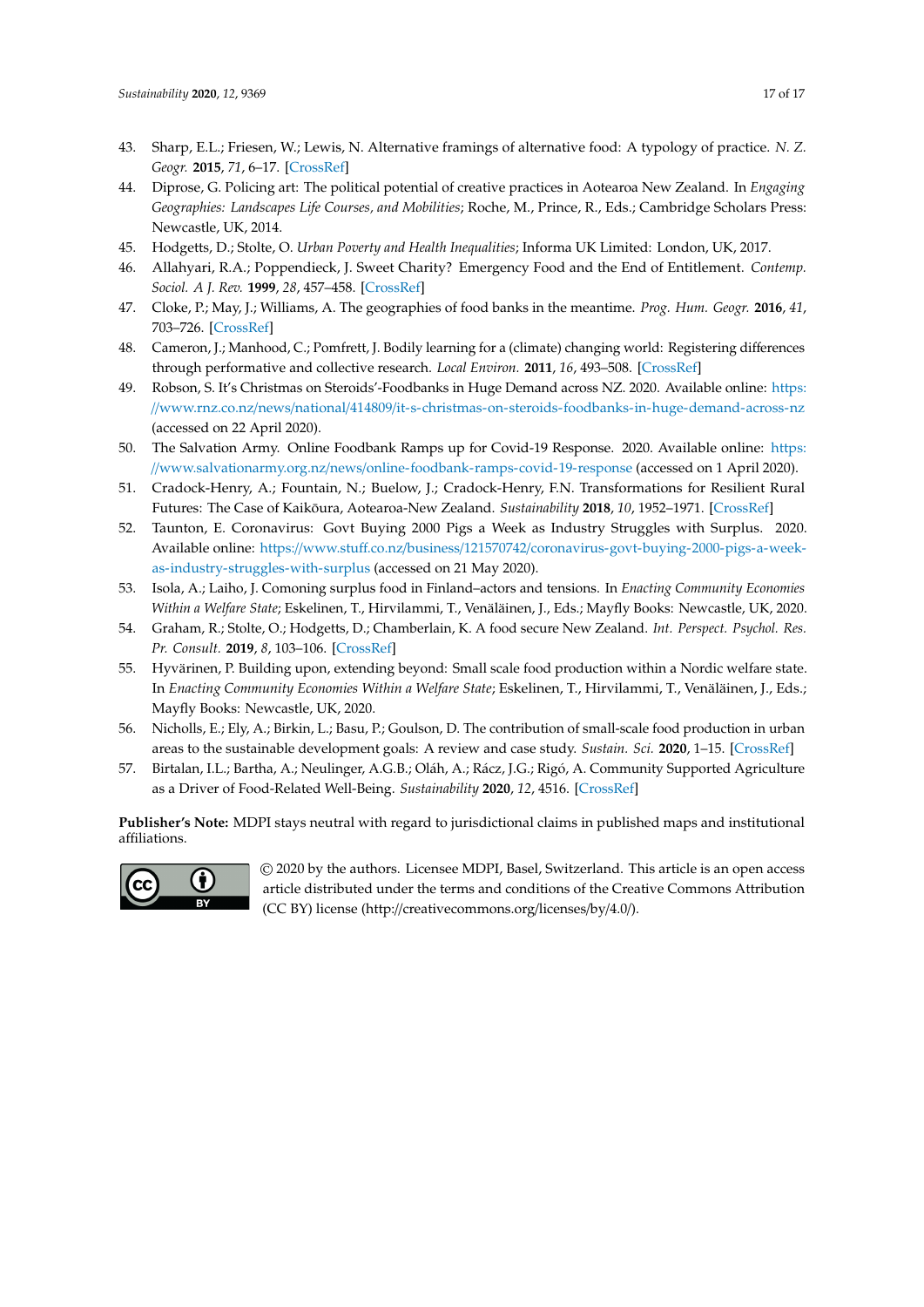43. Sharp, E.L.; Friesen, W.; Lewis, N. Alternative framings of alternative food: A typology of practice. *N. Z. Geogr.* **2015**, *71*, 6–17. [CrossRef]
44. Diprose, G. Policing art: The political potential of creative practices in Aotearoa New Zealand. In *Engaging Geographies: Landscapes Life Courses, and Mobilities*; Roche, M., Prince, R., Eds.; Cambridge Scholars Press: Newcastle, UK, 2014.
45. Hodgetts, D.; Stolte, O. *Urban Poverty and Health Inequalities*; Informa UK Limited: London, UK, 2017.
46. Allahyari, R.A.; Poppendieck, J. Sweet Charity? Emergency Food and the End of Entitlement. *Contemp. Sociol. A J. Rev.* **1999**, *28*, 457–458. [CrossRef]
47. Cloke, P.; May, J.; Williams, A. The geographies of food banks in the meantime. *Prog. Hum. Geogr.* **2016**, *41*, 703–726. [CrossRef]
48. Cameron, J.; Manhood, C.; Pomfrett, J. Bodily learning for a (climate) changing world: Registering differences through performative and collective research. *Local Environ.* **2011**, *16*, 493–508. [CrossRef]
49. Robson, S. It's Christmas on Steroids'-Foodbanks in Huge Demand across NZ. 2020. Available online: https://www.rnz.co.nz/news/national/414809/it-s-christmas-on-steroids-foodbanks-in-huge-demand-across-nz (accessed on 22 April 2020).
50. The Salvation Army. Online Foodbank Ramps up for Covid-19 Response. 2020. Available online: https://www.salvationarmy.org.nz/news/online-foodbank-ramps-covid-19-response (accessed on 1 April 2020).
51. Cradock-Henry, A.; Fountain, N.; Buelow, J.; Cradock-Henry, F.N. Transformations for Resilient Rural Futures: The Case of Kaikōura, Aotearoa-New Zealand. *Sustainability* **2018**, *10*, 1952–1971. [CrossRef]
52. Taunton, E. Coronavirus: Govt Buying 2000 Pigs a Week as Industry Struggles with Surplus. 2020. Available online: https://www.stuff.co.nz/business/121570742/coronavirus-govt-buying-2000-pigs-a-week-as-industry-struggles-with-surplus (accessed on 21 May 2020).
53. Isola, A.; Laiho, J. Comoning surplus food in Finland–actors and tensions. In *Enacting Community Economies Within a Welfare State*; Eskelinen, T., Hirvilammi, T., Venäläinen, J., Eds.; Mayfly Books: Newcastle, UK, 2020.
54. Graham, R.; Stolte, O.; Hodgetts, D.; Chamberlain, K. A food secure New Zealand. *Int. Perspect. Psychol. Res. Pr. Consult.* **2019**, *8*, 103–106. [CrossRef]
55. Hyvärinen, P. Building upon, extending beyond: Small scale food production within a Nordic welfare state. In *Enacting Community Economies Within a Welfare State*; Eskelinen, T., Hirvilammi, T., Venäläinen, J., Eds.; Mayfly Books: Newcastle, UK, 2020.
56. Nicholls, E.; Ely, A.; Birkin, L.; Basu, P.; Goulson, D. The contribution of small-scale food production in urban areas to the sustainable development goals: A review and case study. *Sustain. Sci.* **2020**, 1–15. [CrossRef]
57. Birtalan, I.L.; Bartha, A.; Neulinger, A.G.B.; Oláh, A.; Rácz, J.G.; Rigó, A. Community Supported Agriculture as a Driver of Food-Related Well-Being. *Sustainability* **2020**, *12*, 4516. [CrossRef]

**Publisher's Note:** MDPI stays neutral with regard to jurisdictional claims in published maps and institutional affiliations.

© 2020 by the authors. Licensee MDPI, Basel, Switzerland. This article is an open access article distributed under the terms and conditions of the Creative Commons Attribution (CC BY) license (http://creativecommons.org/licenses/by/4.0/).